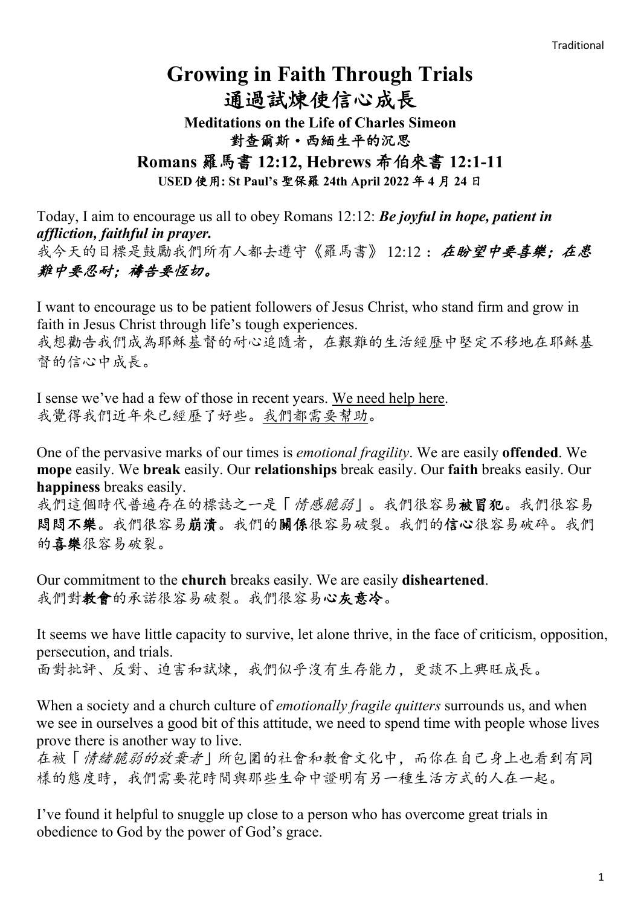# Growing in Faith Through Trials
# 通過試煉使信心成長

### Meditations on the Life of Charles Simeon
### 對查爾斯・西緬生平的沉思

## Romans 羅馬書 12:12, Hebrews 希伯來書 12:1-11

**USED 使用: St Paul's 聖保羅 24th April 2022 年 4 月 24 日**

Today, I aim to encourage us all to obey Romans 12:12: ***Be joyful in hope, patient in affliction, faithful in prayer.***
我今天的目標是鼓勵我們所有人都去遵守《羅馬書》 12:12：***在盼望中要喜樂；在患難中要忍耐；禱告要恆切。***

I want to encourage us to be patient followers of Jesus Christ, who stand firm and grow in faith in Jesus Christ through life's tough experiences.
我想勸告我們成為耶穌基督的耐心追隨者，在艱難的生活經歷中堅定不移地在耶穌基督的信心中成長。

I sense we've had a few of those in recent years. <u>We need help here</u>.
我覺得我們近年來已經歷了好些。<u>我們都需要幫助</u>。

One of the pervasive marks of our times is *emotional fragility*. We are easily **offended**. We **mope** easily. We **break** easily. Our **relationships** break easily. Our **faith** breaks easily. Our **happiness** breaks easily.
我們這個時代普遍存在的標誌之一是「*情感脆弱*」。我們很容易**被冒犯**。我們很容易**悶悶不樂**。我們很容易**崩潰**。我們的**關係**很容易破裂。我們的**信心**很容易破碎。我們的**喜樂**很容易破裂。

Our commitment to the **church** breaks easily. We are easily **disheartened**.
我們對**教會**的承諾很容易破裂。我們很容易**心灰意冷**。

It seems we have little capacity to survive, let alone thrive, in the face of criticism, opposition, persecution, and trials.
面對批評、反對、迫害和試煉，我們似乎沒有生存能力，更談不上興旺成長。

When a society and a church culture of *emotionally fragile quitters* surrounds us, and when we see in ourselves a good bit of this attitude, we need to spend time with people whose lives prove there is another way to live.
在被「*情緒脆弱的放棄者*」所包圍的社會和教會文化中，而你在自己身上也看到有同樣的態度時，我們需要花時間與那些生命中證明有另一種生活方式的人在一起。

I've found it helpful to snuggle up close to a person who has overcome great trials in obedience to God by the power of God's grace.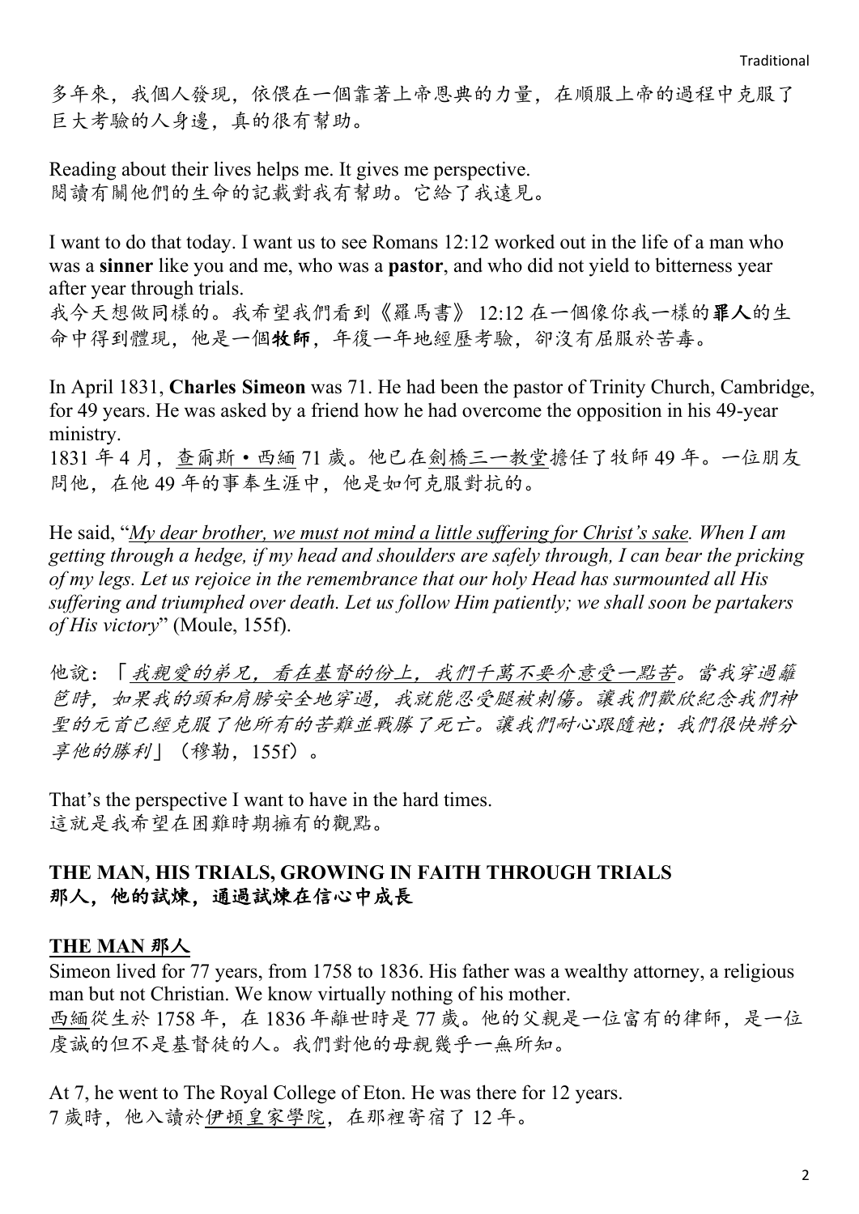多年來，我個人發現，依偎在一個靠著上帝恩典的力量，在順服上帝的過程中克服了巨大考驗的人身邊，真的很有幫助。

Reading about their lives helps me. It gives me perspective.
閱讀有關他們的生命的記載對我有幫助。它給了我遠見。

I want to do that today. I want us to see Romans 12:12 worked out in the life of a man who was a **sinner** like you and me, who was a **pastor**, and who did not yield to bitterness year after year through trials.
我今天想做同樣的。我希望我們看到《羅馬書》 12:12 在一個像你我一樣的**罪人**的生命中得到體現，他是一個**牧師**，年復一年地經歷考驗，卻沒有屈服於苦毒。

In April 1831, **Charles Simeon** was 71. He had been the pastor of Trinity Church, Cambridge, for 49 years. He was asked by a friend how he had overcome the opposition in his 49-year ministry.
1831 年 4 月，查爾斯·西緬 71 歲。他已在劍橋三一教堂擔任了牧師 49 年。一位朋友問他，在他 49 年的事奉生涯中，他是如何克服對抗的。

He said, "*My dear brother, we must not mind a little suffering for Christ's sake. When I am getting through a hedge, if my head and shoulders are safely through, I can bear the pricking of my legs. Let us rejoice in the remembrance that our holy Head has surmounted all His suffering and triumphed over death. Let us follow Him patiently; we shall soon be partakers of His victory*" (Moule, 155f).

他說：「*我親愛的弟兄，看在基督的份上，我們千萬不要介意受一點苦。當我穿過籬笆時，如果我的頭和肩膀安全地穿過，我就能忍受腿被刺傷。讓我們歡欣紀念我們神聖的元首已經克服了他所有的苦難並戰勝了死亡。讓我們耐心跟隨祂；我們很快將分享他的勝利*」（穆勒，155f）。

That's the perspective I want to have in the hard times.
這就是我希望在困難時期擁有的觀點。

## THE MAN, HIS TRIALS, GROWING IN FAITH THROUGH TRIALS
## 那人，他的試煉，通過試煉在信心中成長

### THE MAN 那人

Simeon lived for 77 years, from 1758 to 1836. His father was a wealthy attorney, a religious man but not Christian. We know virtually nothing of his mother.
西緬從生於 1758 年，在 1836 年離世時是 77 歲。他的父親是一位富有的律師，是一位虔誠的但不是基督徒的人。我們對他的母親幾乎一無所知。

At 7, he went to The Royal College of Eton. He was there for 12 years.
7 歲時，他入讀於伊頓皇家學院，在那裡寄宿了 12 年。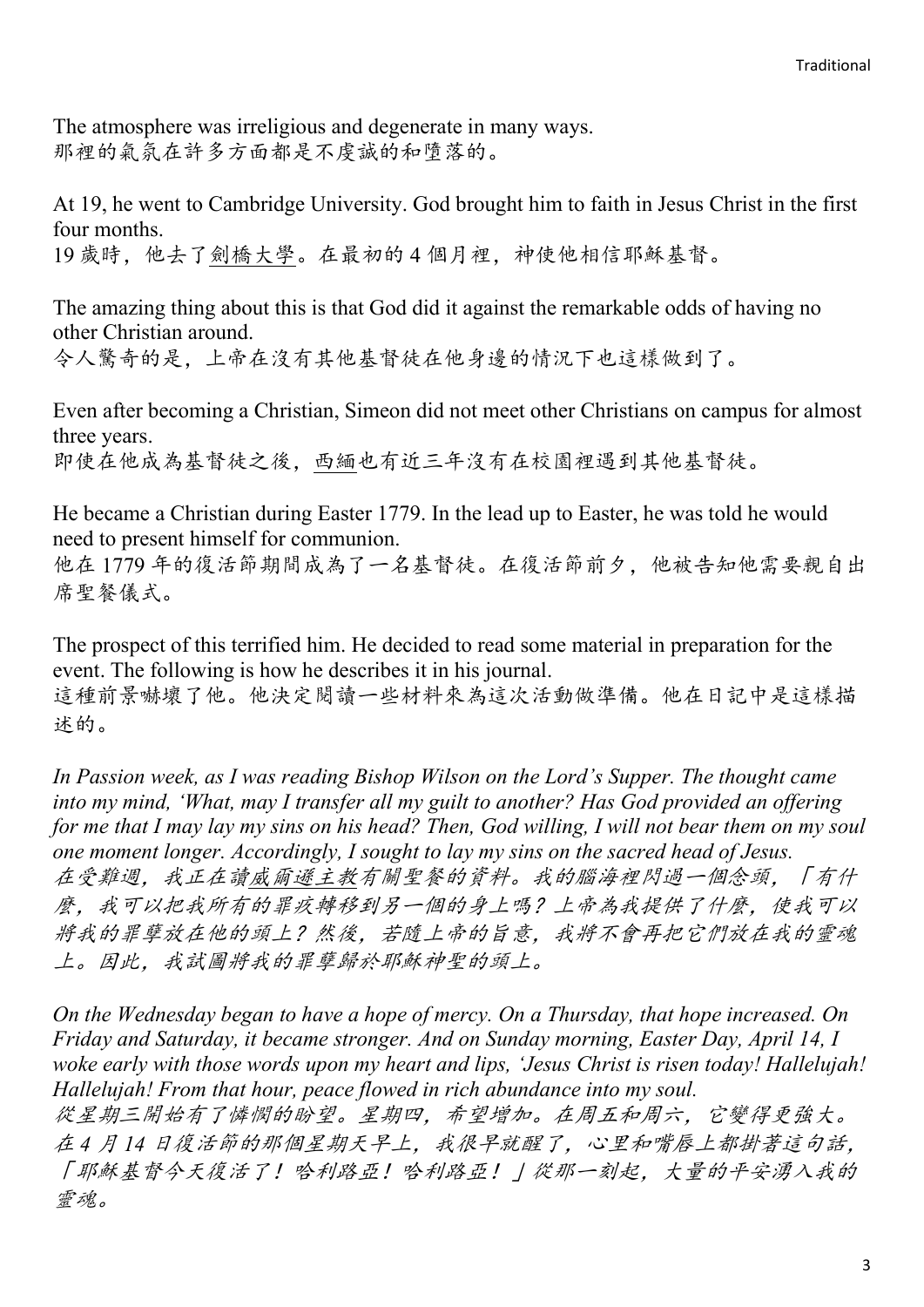The atmosphere was irreligious and degenerate in many ways.
那裡的氣氛在許多方面都是不虔誠的和墮落的。

At 19, he went to Cambridge University. God brought him to faith in Jesus Christ in the first four months.
19 歲時，他去了劍橋大學。在最初的 4 個月裡，神使他相信耶穌基督。

The amazing thing about this is that God did it against the remarkable odds of having no other Christian around.
令人驚奇的是，上帝在沒有其他基督徒在他身邊的情況下也這樣做到了。

Even after becoming a Christian, Simeon did not meet other Christians on campus for almost three years.
即使在他成為基督徒之後，西緬也有近三年沒有在校園裡遇到其他基督徒。

He became a Christian during Easter 1779. In the lead up to Easter, he was told he would need to present himself for communion.
他在 1779 年的復活節期間成為了一名基督徒。在復活節前夕，他被告知他需要親自出席聖餐儀式。

The prospect of this terrified him. He decided to read some material in preparation for the event. The following is how he describes it in his journal.
這種前景嚇壞了他。他決定閱讀一些材料來為這次活動做準備。他在日記中是這樣描述的。

*In Passion week, as I was reading Bishop Wilson on the Lord's Supper. The thought came into my mind, 'What, may I transfer all my guilt to another? Has God provided an offering for me that I may lay my sins on his head? Then, God willing, I will not bear them on my soul one moment longer. Accordingly, I sought to lay my sins on the sacred head of Jesus.*
*在受難週，我正在讀威爾遜主教有關聖餐的資料。我的腦海裡閃過一個念頭，「有什麼，我可以把我所有的罪疚轉移到另一個的身上嗎？上帝為我提供了什麼，使我可以將我的罪孽放在他的頭上？然後，若隨上帝的旨意，我將不會再把它們放在我的靈魂上。因此，我試圖將我的罪孽歸於耶穌神聖的頭上。*

*On the Wednesday began to have a hope of mercy. On a Thursday, that hope increased. On Friday and Saturday, it became stronger. And on Sunday morning, Easter Day, April 14, I woke early with those words upon my heart and lips, 'Jesus Christ is risen today! Hallelujah! Hallelujah! From that hour, peace flowed in rich abundance into my soul.*
*從星期三開始有了憐憫的盼望。星期四，希望增加。在周五和周六，它變得更強大。在 4 月 14 日復活節的那個星期天早上，我很早就醒了，心里和嘴唇上都掛著這句話，「耶穌基督今天復活了！哈利路亞！哈利路亞！」從那一刻起，大量的平安湧入我的靈魂。*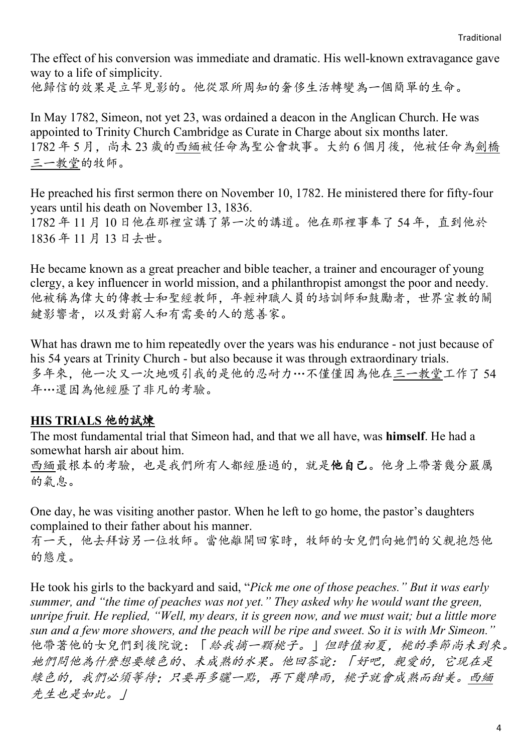The effect of his conversion was immediate and dramatic. His well-known extravagance gave way to a life of simplicity.
他歸信的效果是立竿見影的。他從眾所周知的奢侈生活轉變為一個簡單的生命。

In May 1782, Simeon, not yet 23, was ordained a deacon in the Anglican Church. He was appointed to Trinity Church Cambridge as Curate in Charge about six months later.
1782 年 5 月，尚未 23 歲的西緬被任命為聖公會執事。大約 6 個月後，他被任命為劍橋三一教堂的牧師。

He preached his first sermon there on November 10, 1782. He ministered there for fifty-four years until his death on November 13, 1836.
1782 年 11 月 10 日他在那裡宣講了第一次的講道。他在那裡事奉了 54 年，直到他於 1836 年 11 月 13 日去世。

He became known as a great preacher and bible teacher, a trainer and encourager of young clergy, a key influencer in world mission, and a philanthropist amongst the poor and needy.
他被稱為偉大的傳教士和聖經教師，年輕神職人員的培訓師和鼓勵者，世界宣教的關鍵影響者，以及對窮人和有需要的人的慈善家。

What has drawn me to him repeatedly over the years was his endurance - not just because of his 54 years at Trinity Church - but also because it was through extraordinary trials.
多年來，他一次又一次地吸引我的是他的忍耐力…不僅僅因為他在三一教堂工作了 54 年…還因為他經歷了非凡的考驗。

## HIS TRIALS 他的試煉

The most fundamental trial that Simeon had, and that we all have, was **himself**. He had a somewhat harsh air about him.
西緬最根本的考驗，也是我們所有人都經歷過的，就是**他自己**。他身上帶著幾分嚴厲的氣息。

One day, he was visiting another pastor. When he left to go home, the pastor's daughters complained to their father about his manner.
有一天，他去拜訪另一位牧師。當他離開回家時，牧師的女兒們向她們的父親抱怨他的態度。

He took his girls to the backyard and said, "*Pick me one of those peaches." But it was early summer, and "the time of peaches was not yet." They asked why he would want the green, unripe fruit. He replied, "Well, my dears, it is green now, and we must wait; but a little more sun and a few more showers, and the peach will be ripe and sweet. So it is with Mr Simeon."*
他帶著他的女兒們到後院說：「*給我摘一顆桃子。」但時值初夏，桃的季節尚未到來。她們問他為什麼想要綠色的、未成熟的水果。他回答說：「好吧，親愛的，它現在是綠色的，我們必須等待；只要再多曬一點，再下幾陣雨，桃子就會成熟而甜美。西緬先生也是如此。」*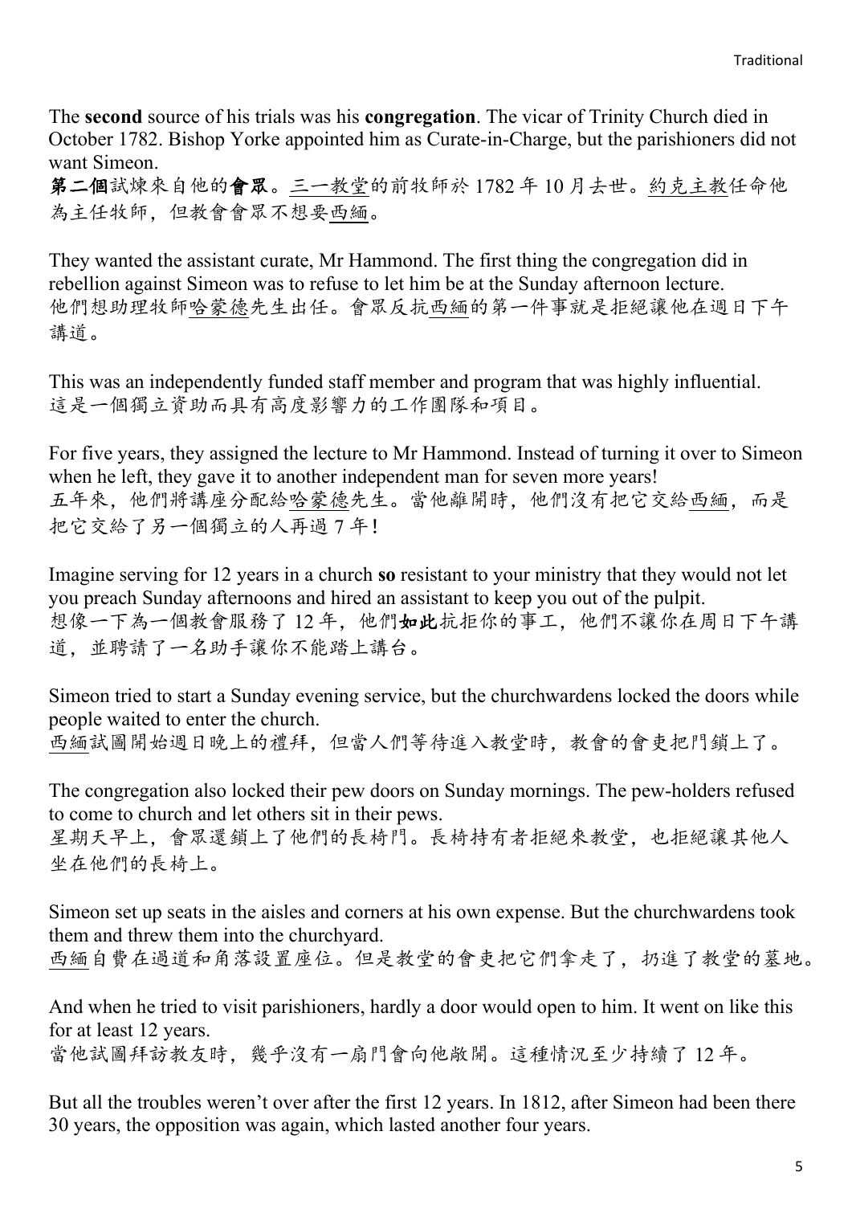The **second** source of his trials was his **congregation**. The vicar of Trinity Church died in October 1782. Bishop Yorke appointed him as Curate-in-Charge, but the parishioners did not want Simeon.
**第二個**試煉來自他的**會眾**。三一教堂的前牧師於 1782 年 10 月去世。約克主教任命他為主任牧師，但教會會眾不想要西緬。

They wanted the assistant curate, Mr Hammond. The first thing the congregation did in rebellion against Simeon was to refuse to let him be at the Sunday afternoon lecture.
他們想助理牧師哈蒙德先生出任。會眾反抗西緬的第一件事就是拒絕讓他在週日下午講道。

This was an independently funded staff member and program that was highly influential.
這是一個獨立資助而具有高度影響力的工作團隊和項目。

For five years, they assigned the lecture to Mr Hammond. Instead of turning it over to Simeon when he left, they gave it to another independent man for seven more years!
五年來，他們將講座分配給哈蒙德先生。當他離開時，他們沒有把它交給西緬，而是把它交給了另一個獨立的人再過 7 年！

Imagine serving for 12 years in a church **so** resistant to your ministry that they would not let you preach Sunday afternoons and hired an assistant to keep you out of the pulpit.
想像一下為一個教會服務了 12 年，他們**如此**抗拒你的事工，他們不讓你在周日下午講道，並聘請了一名助手讓你不能踏上講台。

Simeon tried to start a Sunday evening service, but the churchwardens locked the doors while people waited to enter the church.
西緬試圖開始週日晚上的禮拜，但當人們等待進入教堂時，教會的會吏把門鎖上了。

The congregation also locked their pew doors on Sunday mornings. The pew-holders refused to come to church and let others sit in their pews.
星期天早上，會眾還鎖上了他們的長椅門。長椅持有者拒絕來教堂，也拒絕讓其他人坐在他們的長椅上。

Simeon set up seats in the aisles and corners at his own expense. But the churchwardens took them and threw them into the churchyard.
西緬自費在過道和角落設置座位。但是教堂的會吏把它們拿走了，扔進了教堂的墓地。

And when he tried to visit parishioners, hardly a door would open to him. It went on like this for at least 12 years.
當他試圖拜訪教友時，幾乎沒有一扇門會向他敞開。這種情況至少持續了 12 年。

But all the troubles weren't over after the first 12 years. In 1812, after Simeon had been there 30 years, the opposition was again, which lasted another four years.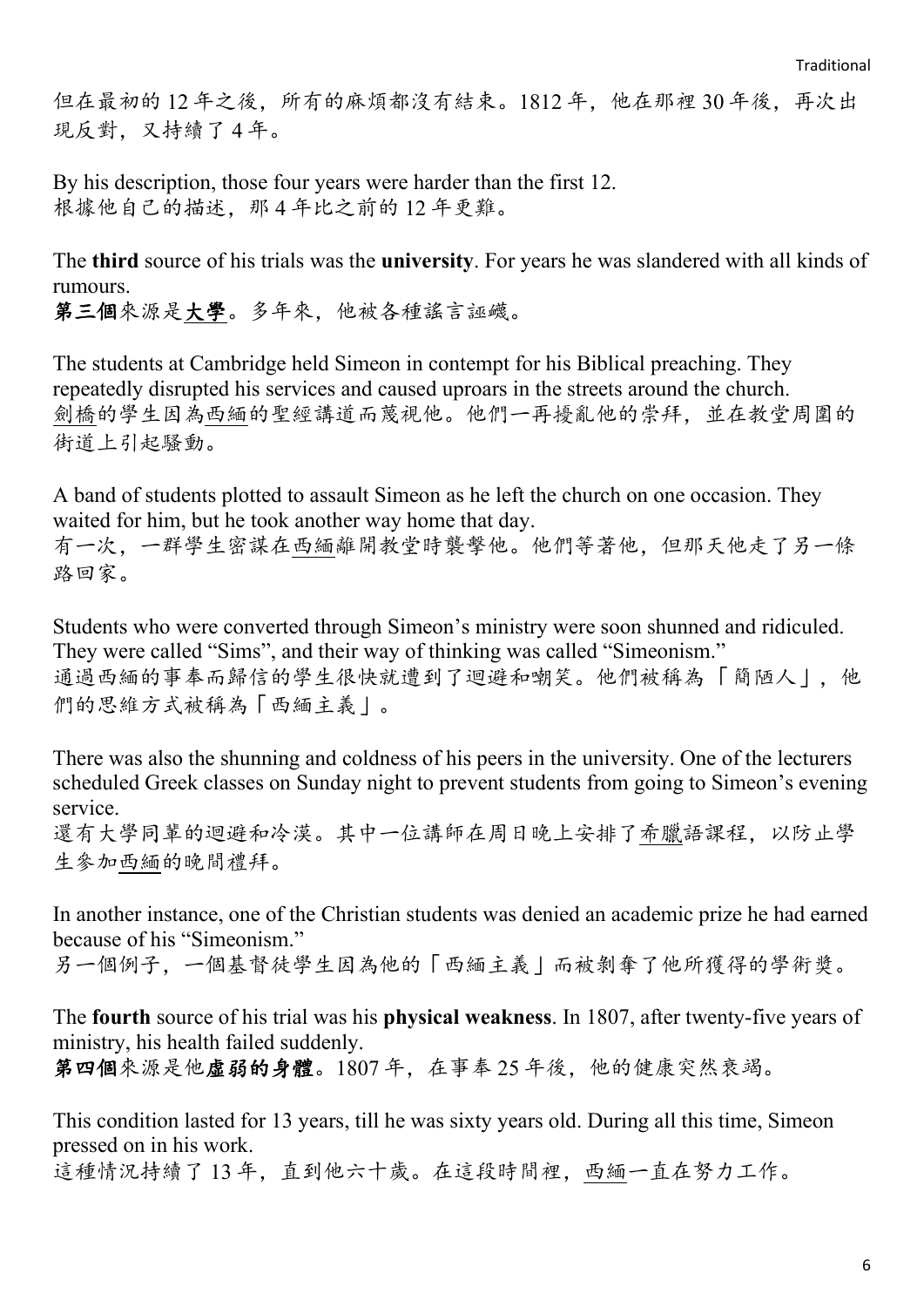但在最初的 12 年之後，所有的麻煩都沒有結束。1812 年，他在那裡 30 年後，再次出現反對，又持續了 4 年。

By his description, those four years were harder than the first 12.
根據他自己的描述，那 4 年比之前的 12 年更難。

The **third** source of his trials was the **university**. For years he was slandered with all kinds of rumours.
**第三個**來源是**大學**。多年來，他被各種謠言誣衊。

The students at Cambridge held Simeon in contempt for his Biblical preaching. They repeatedly disrupted his services and caused uproars in the streets around the church.
劍橋的學生因為西緬的聖經講道而蔑視他。他們一再擾亂他的崇拜，並在教堂周圍的街道上引起騷動。

A band of students plotted to assault Simeon as he left the church on one occasion. They waited for him, but he took another way home that day.
有一次，一群學生密謀在西緬離開教堂時襲擊他。他們等著他，但那天他走了另一條路回家。

Students who were converted through Simeon's ministry were soon shunned and ridiculed. They were called "Sims", and their way of thinking was called "Simeonism."
通過西緬的事奉而歸信的學生很快就遭到了迴避和嘲笑。他們被稱為「簡陋人」，他們的思維方式被稱為「西緬主義」。

There was also the shunning and coldness of his peers in the university. One of the lecturers scheduled Greek classes on Sunday night to prevent students from going to Simeon's evening service.
還有大學同輩的迴避和冷漠。其中一位講師在周日晚上安排了希臘語課程，以防止學生參加西緬的晚間禮拜。

In another instance, one of the Christian students was denied an academic prize he had earned because of his "Simeonism."
另一個例子，一個基督徒學生因為他的「西緬主義」而被剝奪了他所獲得的學術獎。

The **fourth** source of his trial was his **physical weakness**. In 1807, after twenty-five years of ministry, his health failed suddenly.
**第四個**來源是他**虛弱的身體**。1807 年，在事奉 25 年後，他的健康突然衰竭。

This condition lasted for 13 years, till he was sixty years old. During all this time, Simeon pressed on in his work.
這種情況持續了 13 年，直到他六十歲。在這段時間裡，西緬一直在努力工作。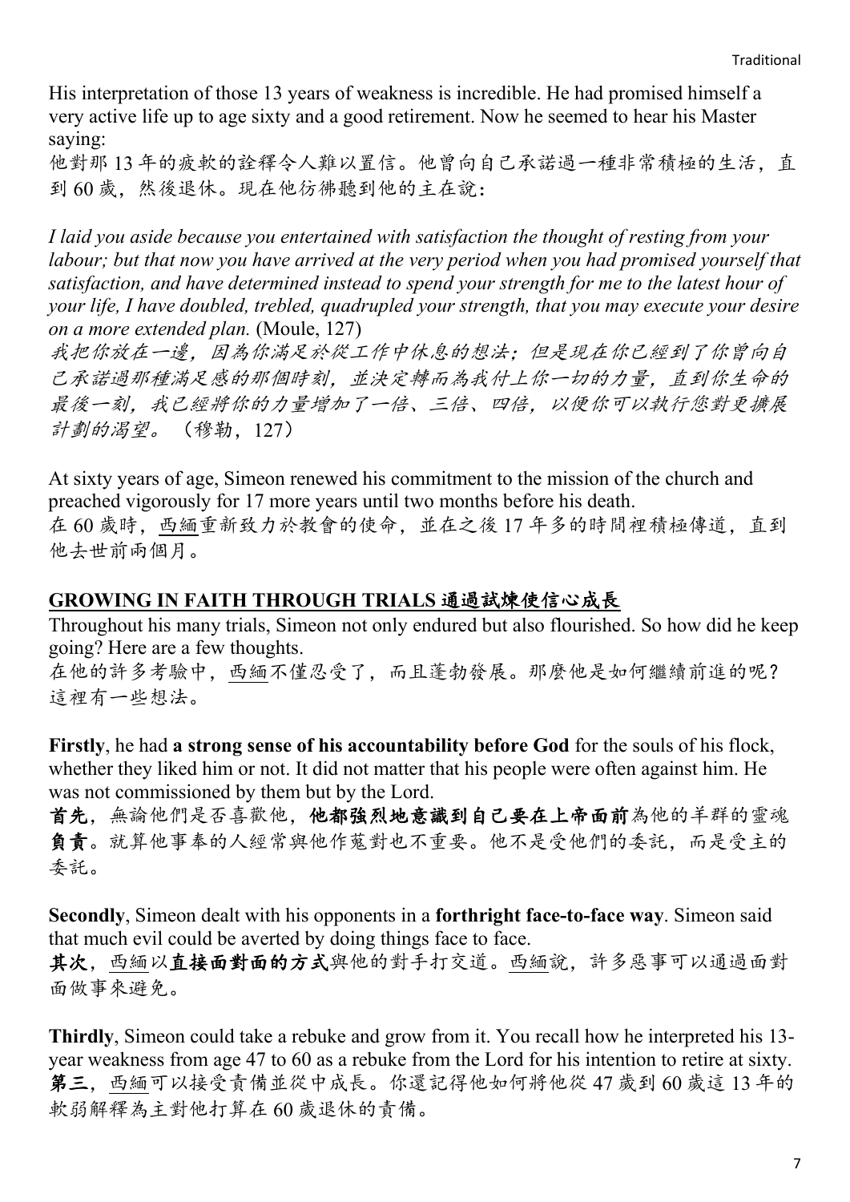His interpretation of those 13 years of weakness is incredible. He had promised himself a very active life up to age sixty and a good retirement. Now he seemed to hear his Master saying:

他對那 13 年的疲軟的詮釋令人難以置信。他曾向自己承諾過一種非常積極的生活，直到 60 歲，然後退休。現在他彷彿聽到他的主在說：

*I laid you aside because you entertained with satisfaction the thought of resting from your labour; but that now you have arrived at the very period when you had promised yourself that satisfaction, and have determined instead to spend your strength for me to the latest hour of your life, I have doubled, trebled, quadrupled your strength, that you may execute your desire on a more extended plan.* (Moule, 127)

*我把你放在一邊，因為你滿足於從工作中休息的想法；但是現在你已經到了你曾向自己承諾過那種滿足感的那個時刻，並決定轉而為我付上你一切的力量，直到你生命的最後一刻，我已經將你的力量增加了一倍、三倍、四倍，以便你可以執行您對更擴展計劃的渴望。* （穆勒，127）

At sixty years of age, Simeon renewed his commitment to the mission of the church and preached vigorously for 17 more years until two months before his death.

在 60 歲時，西緬重新致力於教會的使命，並在之後 17 年多的時間裡積極傳道，直到他去世前兩個月。

## GROWING IN FAITH THROUGH TRIALS 通過試煉使信心成長

Throughout his many trials, Simeon not only endured but also flourished. So how did he keep going? Here are a few thoughts.

在他的許多考驗中，西緬不僅忍受了，而且蓬勃發展。那麼他是如何繼續前進的呢？這裡有一些想法。

**Firstly**, he had **a strong sense of his accountability before God** for the souls of his flock, whether they liked him or not. It did not matter that his people were often against him. He was not commissioned by them but by the Lord.

**首先**，無論他們是否喜歡他，**他都強烈地意識到自己要在上帝面前**為他的羊群的靈魂**負責**。就算他事奉的人經常與他作蒐對也不重要。他不是受他們的委託，而是受主的委託。

**Secondly**, Simeon dealt with his opponents in a **forthright face-to-face way**. Simeon said that much evil could be averted by doing things face to face.

**其次**，西緬以**直接面對面的方式**與他的對手打交道。西緬說，許多惡事可以通過面對面做事來避免。

**Thirdly**, Simeon could take a rebuke and grow from it. You recall how he interpreted his 13-year weakness from age 47 to 60 as a rebuke from the Lord for his intention to retire at sixty.

**第三**，西緬可以接受責備並從中成長。你還記得他如何將他從 47 歲到 60 歲這 13 年的軟弱解釋為主對他打算在 60 歲退休的責備。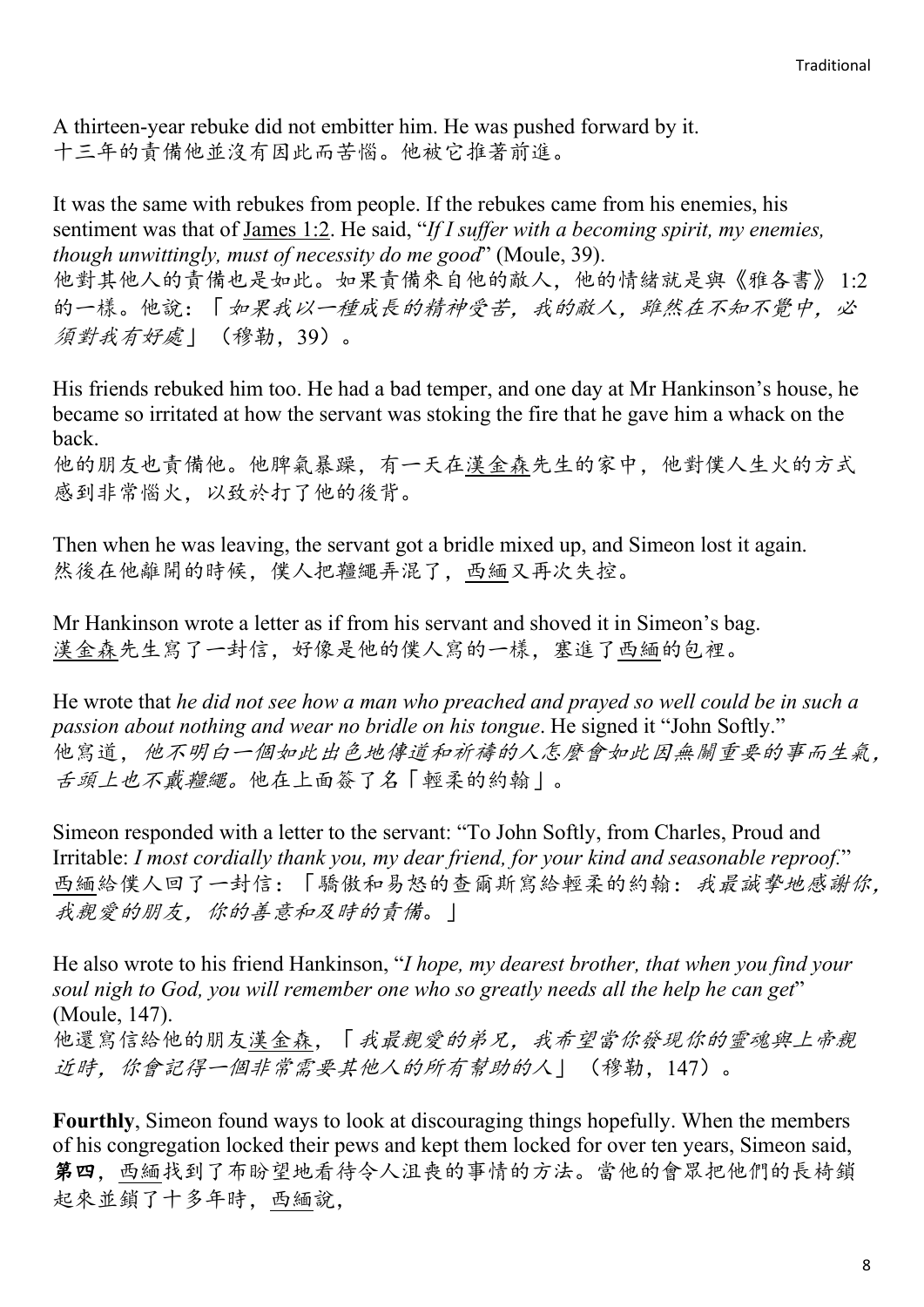A thirteen-year rebuke did not embitter him. He was pushed forward by it.
十三年的責備他並沒有因此而苦惱。他被它推著前進。

It was the same with rebukes from people. If the rebukes came from his enemies, his sentiment was that of James 1:2. He said, "*If I suffer with a becoming spirit, my enemies, though unwittingly, must of necessity do me good*" (Moule, 39).
他對其他人的責備也是如此。如果責備來自他的敵人，他的情緒就是與《雅各書》1:2 的一樣。他說：「*如果我以一種成長的精神受苦，我的敵人，雖然在不知不覺中，必須對我有好處*」（穆勒，39）。

His friends rebuked him too. He had a bad temper, and one day at Mr Hankinson's house, he became so irritated at how the servant was stoking the fire that he gave him a whack on the back.
他的朋友也責備他。他脾氣暴躁，有一天在漢金森先生的家中，他對僕人生火的方式感到非常惱火，以致於打了他的後背。

Then when he was leaving, the servant got a bridle mixed up, and Simeon lost it again.
然後在他離開的時候，僕人把韁繩弄混了，西緬又再次失控。

Mr Hankinson wrote a letter as if from his servant and shoved it in Simeon's bag.
漢金森先生寫了一封信，好像是他的僕人寫的一樣，塞進了西緬的包裡。

He wrote that *he did not see how a man who preached and prayed so well could be in such a passion about nothing and wear no bridle on his tongue*. He signed it "John Softly."
他寫道，*他不明白一個如此出色地傳道和祈禱的人怎麼會如此因無關重要的事而生氣，舌頭上也不戴韁繩*。他在上面簽了名「輕柔的約翰」。

Simeon responded with a letter to the servant: "To John Softly, from Charles, Proud and Irritable: *I most cordially thank you, my dear friend, for your kind and seasonable reproof.*"
西緬給僕人回了一封信：「驕傲和易怒的查爾斯寫給輕柔的約翰：*我最誠摯地感謝你，我親愛的朋友，你的善意和及時的責備。*」

He also wrote to his friend Hankinson, "*I hope, my dearest brother, that when you find your soul nigh to God, you will remember one who so greatly needs all the help he can get*" (Moule, 147).
他還寫信給他的朋友漢金森，「*我最親愛的弟兄，我希望當你發現你的靈魂與上帝親近時，你會記得一個非常需要其他人的所有幫助的人*」（穆勒，147）。

**Fourthly**, Simeon found ways to look at discouraging things hopefully. When the members of his congregation locked their pews and kept them locked for over ten years, Simeon said,
**第四**，西緬找到了布盼望地看待令人沮喪的事情的方法。當他的會眾把他們的長椅鎖起來並鎖了十多年時，西緬說，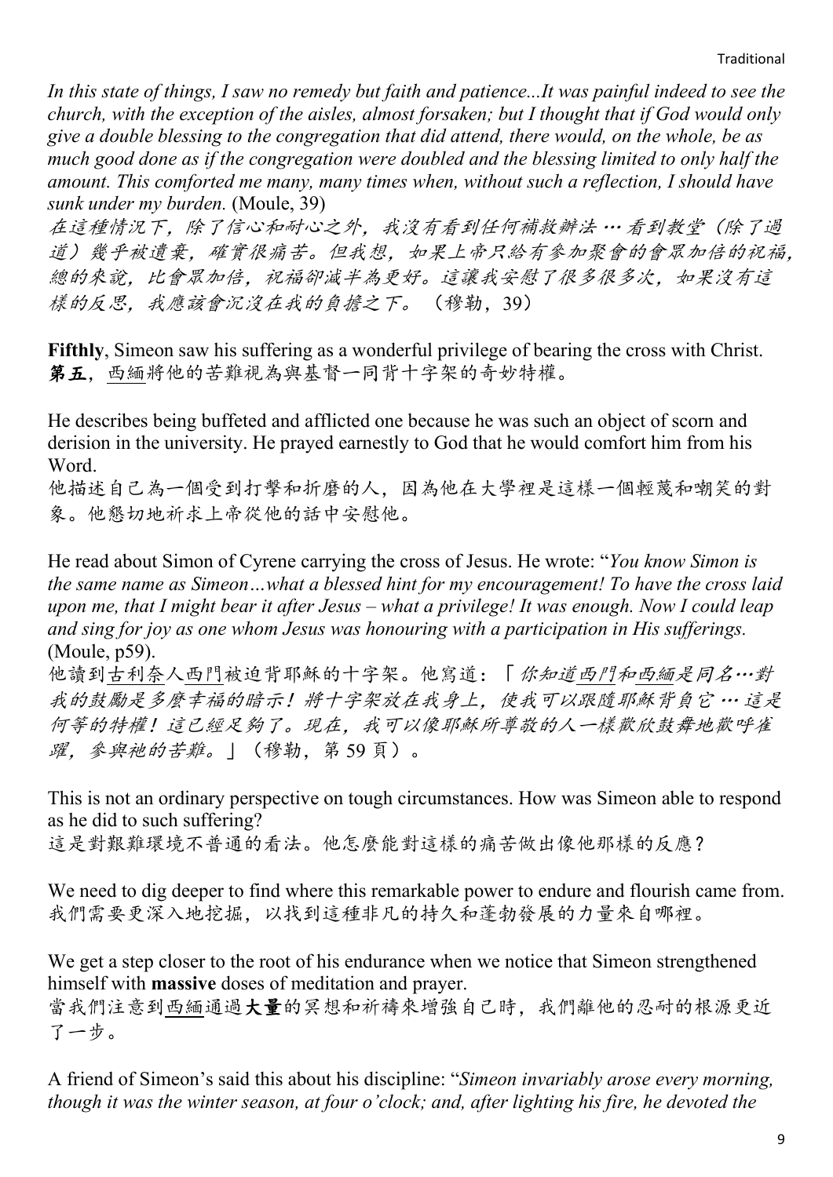*In this state of things, I saw no remedy but faith and patience...It was painful indeed to see the church, with the exception of the aisles, almost forsaken; but I thought that if God would only give a double blessing to the congregation that did attend, there would, on the whole, be as much good done as if the congregation were doubled and the blessing limited to only half the amount. This comforted me many, many times when, without such a reflection, I should have sunk under my burden.* (Moule, 39)
*在這種情況下，除了信心和耐心之外，我沒有看到任何補救辦法 … 看到教堂（除了過道）幾乎被遺棄，確實很痛苦。但我想，如果上帝只給有參加聚會的會眾加倍的祝福，總的來說，比會眾加倍，祝福卻減半為更好。這讓我安慰了很多很多次，如果沒有這樣的反思，我應該會沉沒在我的負擔之下。*（穆勒，39）

**Fifthly**, Simeon saw his suffering as a wonderful privilege of bearing the cross with Christ.
**第五**，西緬將他的苦難視為與基督一同背十字架的奇妙特權。

He describes being buffeted and afflicted one because he was such an object of scorn and derision in the university. He prayed earnestly to God that he would comfort him from his Word.
他描述自己為一個受到打擊和折磨的人，因為他在大學裡是這樣一個輕蔑和嘲笑的對象。他懇切地祈求上帝從他的話中安慰他。

He read about Simon of Cyrene carrying the cross of Jesus. He wrote: "*You know Simon is the same name as Simeon…what a blessed hint for my encouragement! To have the cross laid upon me, that I might bear it after Jesus – what a privilege! It was enough. Now I could leap and sing for joy as one whom Jesus was honouring with a participation in His sufferings.* (Moule, p59).
他讀到古利奈人西門被迫背耶穌的十字架。他寫道：「*你知道西門和西緬是同名…對我的鼓勵是多麼幸福的暗示！將十字架放在我身上，使我可以跟隨耶穌背負它 … 這是何等的特權！這已經足夠了。現在，我可以像耶穌所尊敬的人一樣歡欣鼓舞地歡呼雀躍，參與祂的苦難。*」（穆勒，第 59 頁）。

This is not an ordinary perspective on tough circumstances. How was Simeon able to respond as he did to such suffering?
這是對艱難環境不普通的看法。他怎麼能對這樣的痛苦做出像他那樣的反應？

We need to dig deeper to find where this remarkable power to endure and flourish came from.
我們需要更深入地挖掘，以找到這種非凡的持久和蓬勃發展的力量來自哪裡。

We get a step closer to the root of his endurance when we notice that Simeon strengthened himself with **massive** doses of meditation and prayer.
當我們注意到西緬通過**大量**的冥想和祈禱來增強自己時，我們離他的忍耐的根源更近了一步。

A friend of Simeon's said this about his discipline: "*Simeon invariably arose every morning, though it was the winter season, at four o'clock; and, after lighting his fire, he devoted the*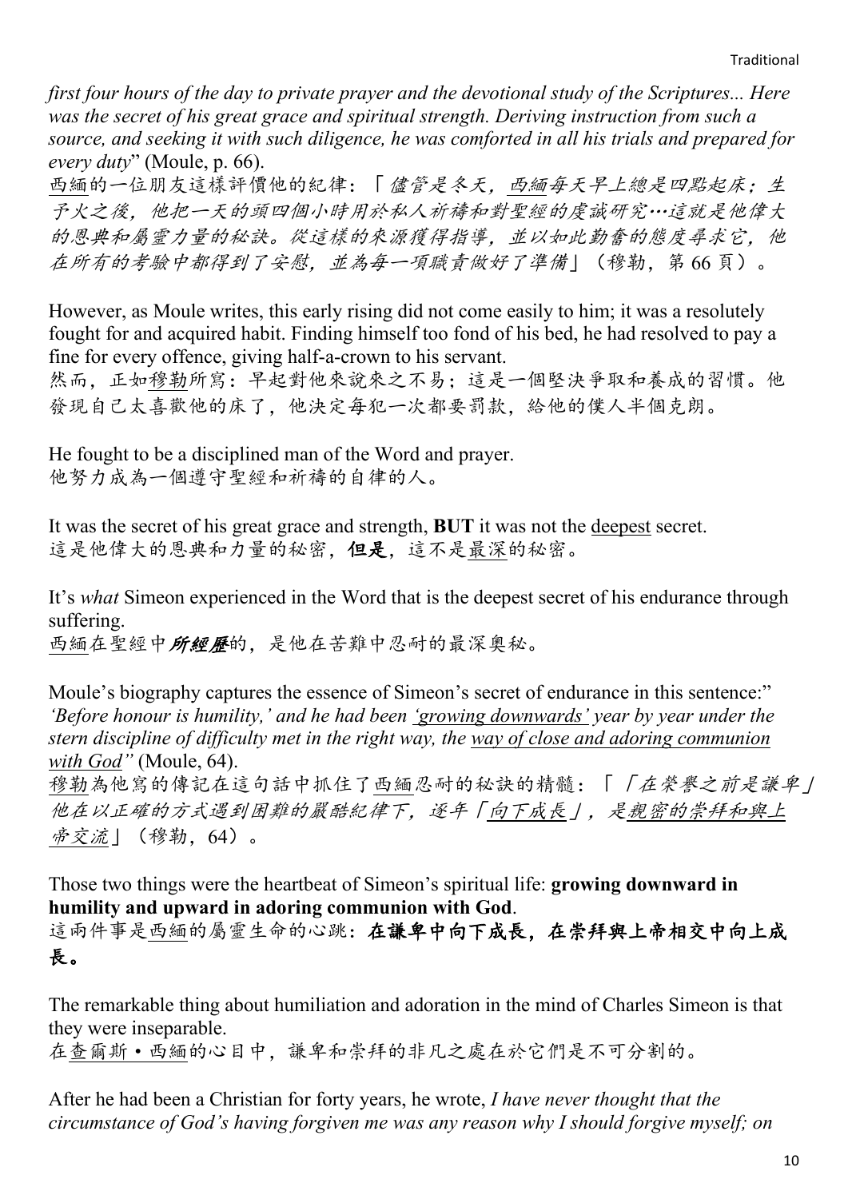*first four hours of the day to private prayer and the devotional study of the Scriptures... Here was the secret of his great grace and spiritual strength. Deriving instruction from such a source, and seeking it with such diligence, he was comforted in all his trials and prepared for every duty*" (Moule, p. 66).
西緬的一位朋友這樣評價他的紀律：「*儘管是冬天，西緬每天早上總是四點起床；生予火之後，他把一天的頭四個小時用於私人祈禱和對聖經的虔誠研究…這就是他偉大的恩典和屬靈力量的秘訣。從這樣的來源獲得指導，並以如此勤奮的態度尋求它，他在所有的考驗中都得到了安慰，並為每一項職責做好了準備*」（穆勒，第 66 頁）。

However, as Moule writes, this early rising did not come easily to him; it was a resolutely fought for and acquired habit. Finding himself too fond of his bed, he had resolved to pay a fine for every offence, giving half-a-crown to his servant.
然而，正如穆勒所寫：早起對他來說來之不易；這是一個堅決爭取和養成的習慣。他發現自己太喜歡他的床了，他決定每犯一次都要罰款，給他的僕人半個克朗。

He fought to be a disciplined man of the Word and prayer.
他努力成為一個遵守聖經和祈禱的自律的人。

It was the secret of his great grace and strength, **BUT** it was not the <u>deepest</u> secret.
這是他偉大的恩典和力量的秘密，**但是**，這不是<u>最深</u>的秘密。

It's *what* Simeon experienced in the Word that is the deepest secret of his endurance through suffering.
西緬在聖經中***所經歷***的，是他在苦難中忍耐的最深奧秘。

Moule's biography captures the essence of Simeon's secret of endurance in this sentence:" *'Before honour is humility,' and he had been <u>'growing downwards'</u> year by year under the stern discipline of difficulty met in the right way, the <u>way of close and adoring communion with God</u>"* (Moule, 64).
穆勒為他寫的傳記在這句話中抓住了西緬忍耐的秘訣的精髓：「*「在榮譽之前是謙卑」他在以正確的方式遇到困難的嚴酷紀律下，逐年「<u>向下成長</u>」，是<u>親密的崇拜和與上帝交流</u>*」（穆勒，64）。

Those two things were the heartbeat of Simeon's spiritual life: **growing downward in humility and upward in adoring communion with God**.
這兩件事是西緬的屬靈生命的心跳：**在謙卑中向下成長，在崇拜與上帝相交中向上成長。**

The remarkable thing about humiliation and adoration in the mind of Charles Simeon is that they were inseparable.
在查爾斯・西緬的心目中，謙卑和崇拜的非凡之處在於它們是不可分割的。

After he had been a Christian for forty years, he wrote, *I have never thought that the circumstance of God's having forgiven me was any reason why I should forgive myself; on*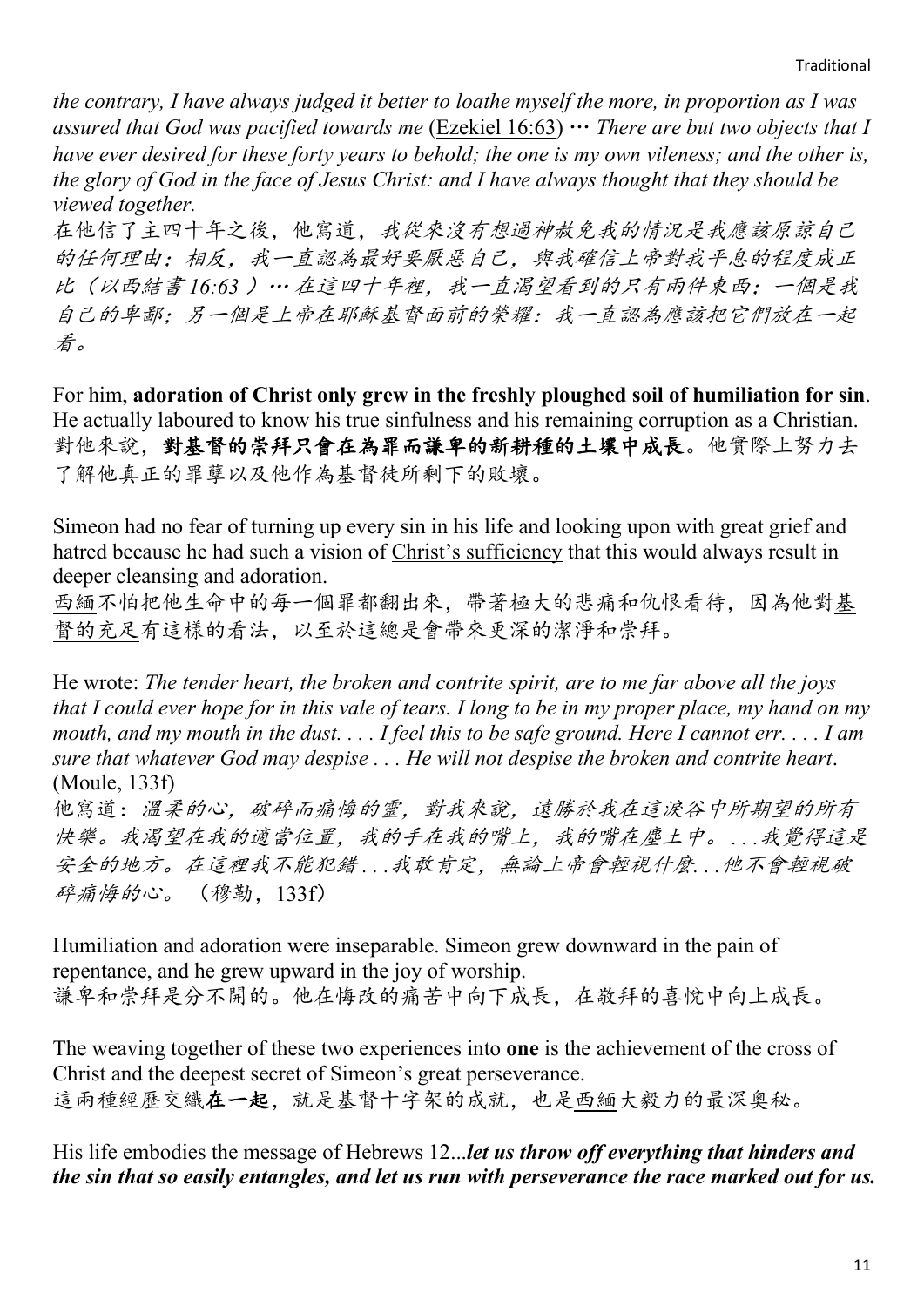*the contrary, I have always judged it better to loathe myself the more, in proportion as I was assured that God was pacified towards me* (Ezekiel 16:63) ⋯ *There are but two objects that I have ever desired for these forty years to behold; the one is my own vileness; and the other is, the glory of God in the face of Jesus Christ: and I have always thought that they should be viewed together.*

在他信了主四十年之後，他寫道，*我從來沒有想過神赦免我的情況是我應該原諒自己的任何理由；相反，我一直認為最好要厭惡自己，與我確信上帝對我平息的程度成正比（以西結書 16:63 ）⋯ 在這四十年裡，我一直渴望看到的只有兩件東西：一個是我自己的卑鄙；另一個是上帝在耶穌基督面前的榮耀：我一直認為應該把它們放在一起看。*

For him, **adoration of Christ only grew in the freshly ploughed soil of humiliation for sin**. He actually laboured to know his true sinfulness and his remaining corruption as a Christian.
對他來說，**對基督的崇拜只會在為罪而謙卑的新耕種的土壤中成長**。他實際上努力去了解他真正的罪孽以及他作為基督徒所剩下的敗壞。

Simeon had no fear of turning up every sin in his life and looking upon with great grief and hatred because he had such a vision of Christ's sufficiency that this would always result in deeper cleansing and adoration.
西緬不怕把他生命中的每一個罪都翻出來，帶著極大的悲痛和仇恨看待，因為他對基督的充足有這樣的看法，以至於這總是會帶來更深的潔淨和崇拜。

He wrote: *The tender heart, the broken and contrite spirit, are to me far above all the joys that I could ever hope for in this vale of tears. I long to be in my proper place, my hand on my mouth, and my mouth in the dust. . . . I feel this to be safe ground. Here I cannot err. . . . I am sure that whatever God may despise . . . He will not despise the broken and contrite heart*. (Moule, 133f)
他寫道：*溫柔的心，破碎而痛悔的靈，對我來說，遠勝於我在這淚谷中所期望的所有快樂。我渴望在我的適當位置，我的手在我的嘴上，我的嘴在塵土中。. . .我覺得這是安全的地方。在這裡我不能犯錯 . . .我敢肯定，無論上帝會輕視什麼. . .他不會輕視破碎痛悔的心。*（穆勒，133f）

Humiliation and adoration were inseparable. Simeon grew downward in the pain of repentance, and he grew upward in the joy of worship.
謙卑和崇拜是分不開的。他在悔改的痛苦中向下成長，在敬拜的喜悅中向上成長。

The weaving together of these two experiences into **one** is the achievement of the cross of Christ and the deepest secret of Simeon's great perseverance.
這兩種經歷交織**在一起**，就是基督十字架的成就，也是西緬大毅力的最深奧秘。

His life embodies the message of Hebrews 12...***let us throw off everything that hinders and the sin that so easily entangles, and let us run with perseverance the race marked out for us.***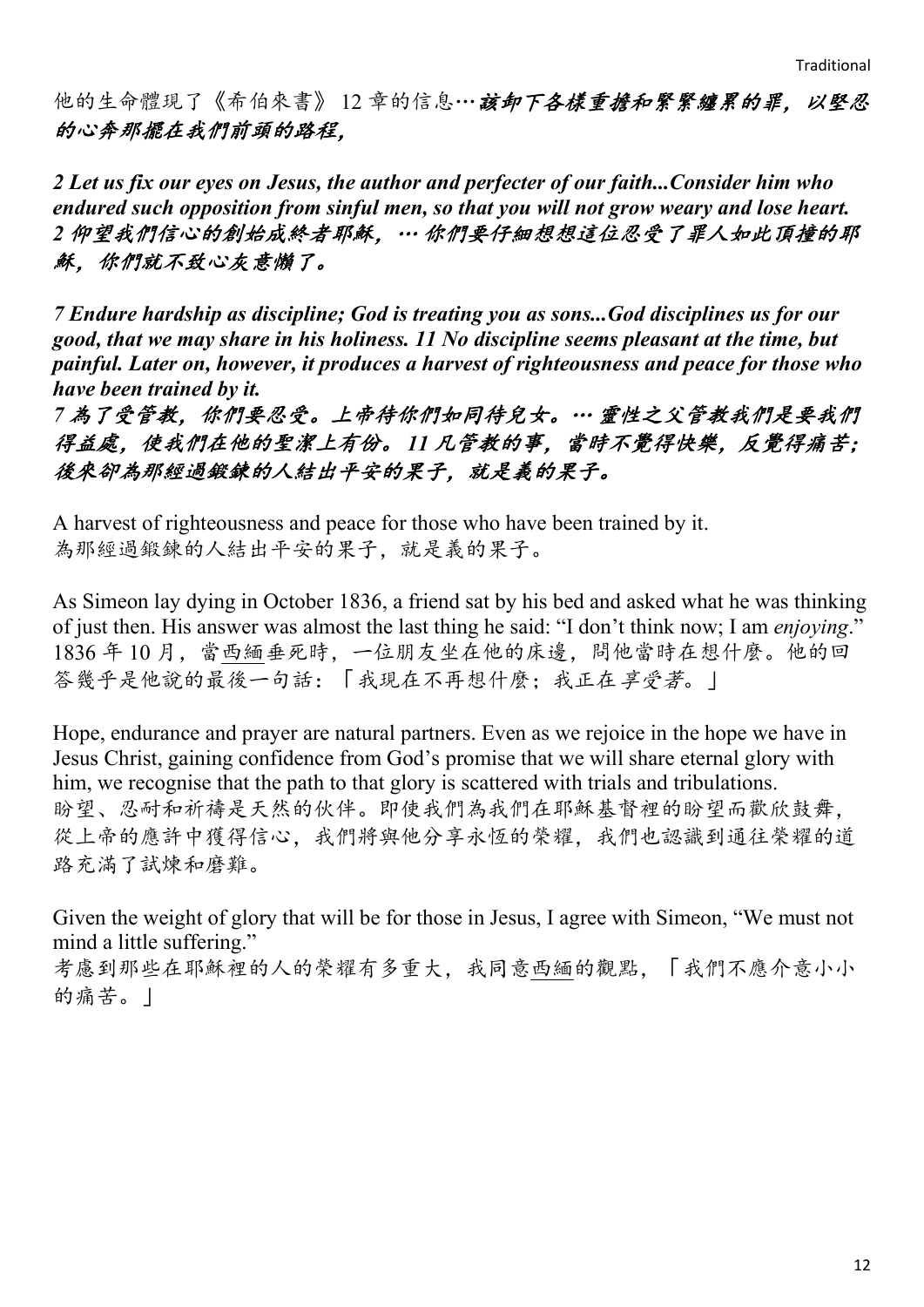他的生命體現了《希伯來書》12 章的信息… ***該卸下各樣重擔和緊緊纏累的罪，以堅忍的心奔那擺在我們前頭的路程，***

***2 Let us fix our eyes on Jesus, the author and perfecter of our faith...Consider him who endured such opposition from sinful men, so that you will not grow weary and lose heart.***
***2 仰望我們信心的創始成終者耶穌，… 你們要仔細想想這位忍受了罪人如此頂撞的耶穌，你們就不致心灰意懶了。***

***7 Endure hardship as discipline; God is treating you as sons...God disciplines us for our good, that we may share in his holiness. 11 No discipline seems pleasant at the time, but painful. Later on, however, it produces a harvest of righteousness and peace for those who have been trained by it.***
***7 為了受管教，你們要忍受。上帝待你們如同待兒女。… 靈性之父管教我們是要我們得益處，使我們在他的聖潔上有份。11 凡管教的事，當時不覺得快樂，反覺得痛苦；後來卻為那經過鍛鍊的人結出平安的果子，就是義的果子。***

A harvest of righteousness and peace for those who have been trained by it.
為那經過鍛鍊的人結出平安的果子，就是義的果子。

As Simeon lay dying in October 1836, a friend sat by his bed and asked what he was thinking of just then. His answer was almost the last thing he said: "I don't think now; I am *enjoying*."
1836 年 10 月，當西緬垂死時，一位朋友坐在他的床邊，問他當時在想什麼。他的回答幾乎是他說的最後一句話：「我現在不再想什麼；我正在享受著。」

Hope, endurance and prayer are natural partners. Even as we rejoice in the hope we have in Jesus Christ, gaining confidence from God's promise that we will share eternal glory with him, we recognise that the path to that glory is scattered with trials and tribulations.
盼望、忍耐和祈禱是天然的伙伴。即使我們為我們在耶穌基督裡的盼望而歡欣鼓舞，從上帝的應許中獲得信心，我們將與他分享永恆的榮耀，我們也認識到通往榮耀的道路充滿了試煉和磨難。

Given the weight of glory that will be for those in Jesus, I agree with Simeon, "We must not mind a little suffering."
考慮到那些在耶穌裡的人的榮耀有多重大，我同意西緬的觀點，「我們不應介意小小的痛苦。」